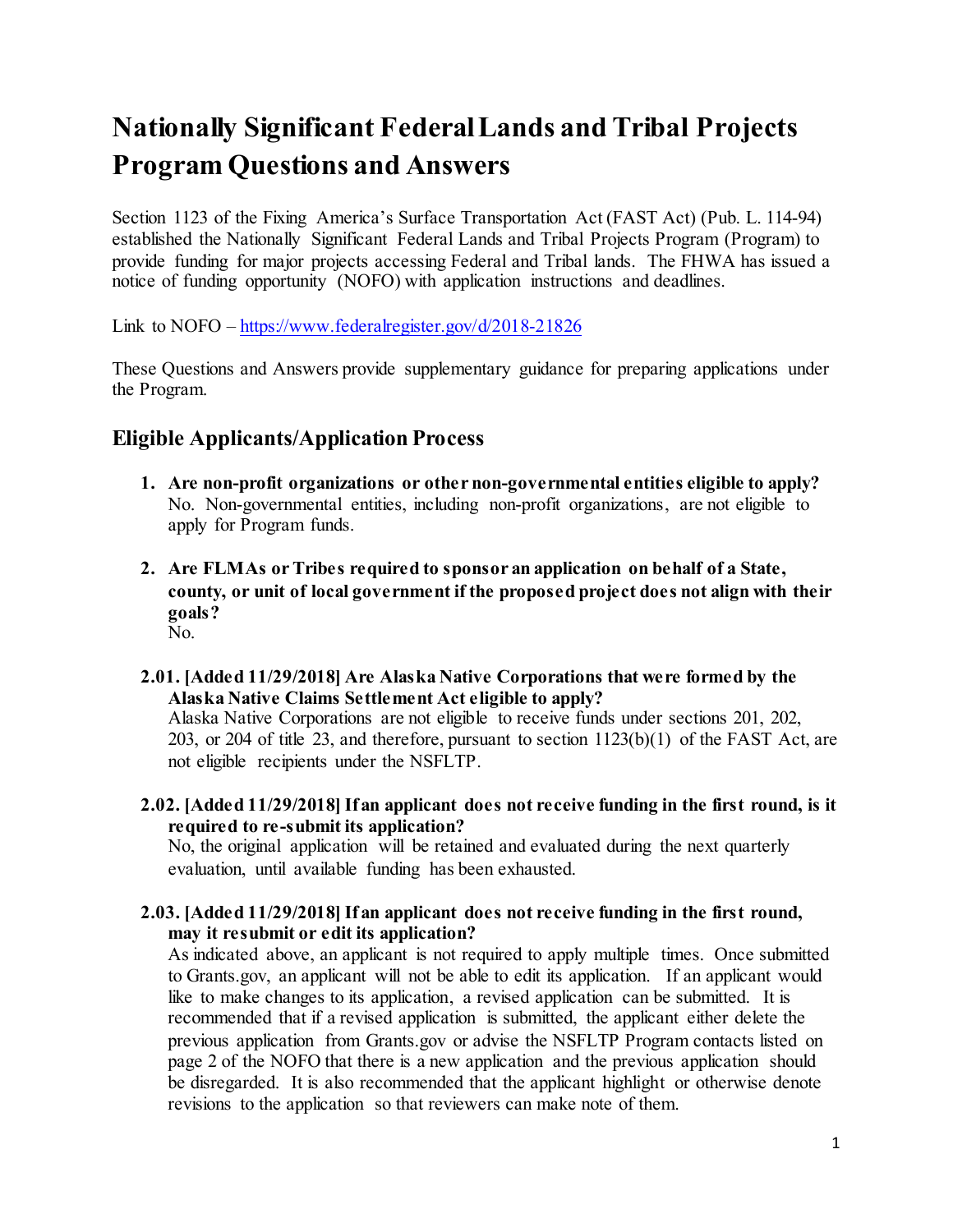# Nationally Significant Federal Lands and Tribal Projects Program Questions and Answers

Section 1123 of the Fixing America's Surface Transportation Act (FAST Act) (Pub. L. 114-94) established the Nationally Significant Federal Lands and Tribal Projects Program (Program) to provide funding for major projects accessing Federal and Tribal lands. The FHWA has issued a notice of funding opportunity (NOFO) with application instructions and deadlines.

Link to NOFO – https://www.federalregister.gov/d/2018-21826

These Questions and Answers provide supplementary guidance for preparing applications under the Program.

## Eligible Applicants/Application Process

1. **Are non-profit organizations or other non-governmental entities eligible to apply?**
   No. Non-governmental entities, including non-profit organizations, are not eligible to apply for Program funds.

2. **Are FLMAs or Tribes required to sponsor an application on behalf of a State, county, or unit of local government if the proposed project does not align with their goals?**
   No.

**2.01. [Added 11/29/2018] Are Alaska Native Corporations that were formed by the Alaska Native Claims Settlement Act eligible to apply?**
Alaska Native Corporations are not eligible to receive funds under sections 201, 202, 203, or 204 of title 23, and therefore, pursuant to section 1123(b)(1) of the FAST Act, are not eligible recipients under the NSFLTP.

**2.02. [Added 11/29/2018] If an applicant does not receive funding in the first round, is it required to re-submit its application?**
No, the original application will be retained and evaluated during the next quarterly evaluation, until available funding has been exhausted.

**2.03. [Added 11/29/2018] If an applicant does not receive funding in the first round, may it resubmit or edit its application?**
As indicated above, an applicant is not required to apply multiple times. Once submitted to Grants.gov, an applicant will not be able to edit its application. If an applicant would like to make changes to its application, a revised application can be submitted. It is recommended that if a revised application is submitted, the applicant either delete the previous application from Grants.gov or advise the NSFLTP Program contacts listed on page 2 of the NOFO that there is a new application and the previous application should be disregarded. It is also recommended that the applicant highlight or otherwise denote revisions to the application so that reviewers can make note of them.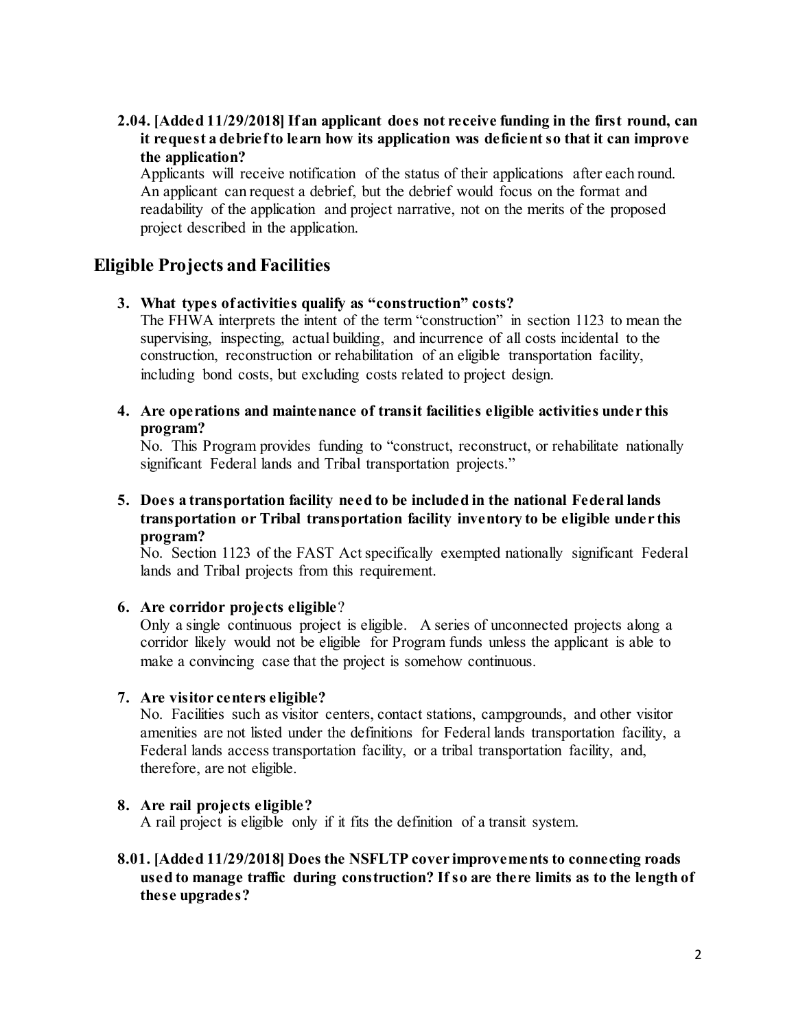**2.04. [Added 11/29/2018] If an applicant does not receive funding in the first round, can it request a debrief to learn how its application was deficient so that it can improve the application?**

Applicants will receive notification of the status of their applications after each round. An applicant can request a debrief, but the debrief would focus on the format and readability of the application and project narrative, not on the merits of the proposed project described in the application.

## Eligible Projects and Facilities

**3. What types of activities qualify as "construction" costs?**

The FHWA interprets the intent of the term "construction" in section 1123 to mean the supervising, inspecting, actual building, and incurrence of all costs incidental to the construction, reconstruction or rehabilitation of an eligible transportation facility, including bond costs, but excluding costs related to project design.

**4. Are operations and maintenance of transit facilities eligible activities under this program?**

No. This Program provides funding to "construct, reconstruct, or rehabilitate nationally significant Federal lands and Tribal transportation projects."

**5. Does a transportation facility need to be included in the national Federal lands transportation or Tribal transportation facility inventory to be eligible under this program?**

No. Section 1123 of the FAST Act specifically exempted nationally significant Federal lands and Tribal projects from this requirement.

**6. Are corridor projects eligible?**

Only a single continuous project is eligible. A series of unconnected projects along a corridor likely would not be eligible for Program funds unless the applicant is able to make a convincing case that the project is somehow continuous.

**7. Are visitor centers eligible?**

No. Facilities such as visitor centers, contact stations, campgrounds, and other visitor amenities are not listed under the definitions for Federal lands transportation facility, a Federal lands access transportation facility, or a tribal transportation facility, and, therefore, are not eligible.

**8. Are rail projects eligible?**

A rail project is eligible only if it fits the definition of a transit system.

**8.01. [Added 11/29/2018] Does the NSFLTP cover improvements to connecting roads used to manage traffic during construction? If so are there limits as to the length of these upgrades?**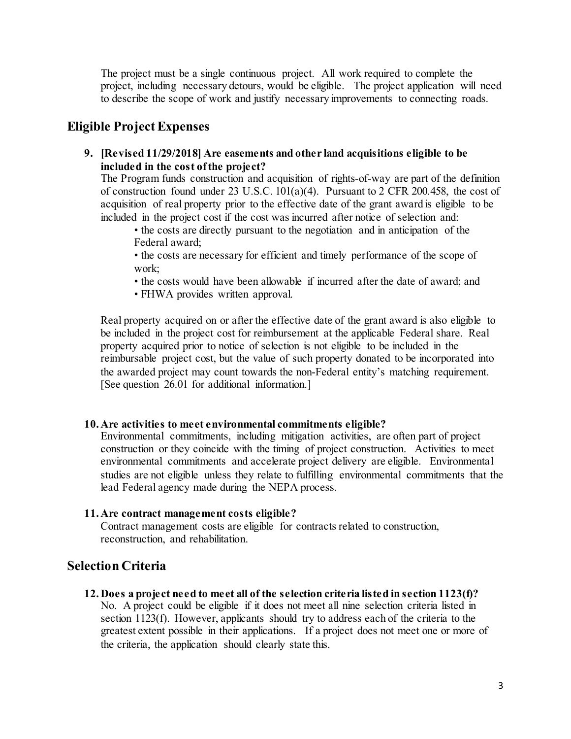The project must be a single continuous project. All work required to complete the project, including necessary detours, would be eligible. The project application will need to describe the scope of work and justify necessary improvements to connecting roads.

## Eligible Project Expenses

**9. [Revised 11/29/2018] Are easements and other land acquisitions eligible to be included in the cost of the project?**

The Program funds construction and acquisition of rights-of-way are part of the definition of construction found under 23 U.S.C. 101(a)(4). Pursuant to 2 CFR 200.458, the cost of acquisition of real property prior to the effective date of the grant award is eligible to be included in the project cost if the cost was incurred after notice of selection and:

- the costs are directly pursuant to the negotiation and in anticipation of the Federal award;
- the costs are necessary for efficient and timely performance of the scope of work;
- the costs would have been allowable if incurred after the date of award; and
- FHWA provides written approval.

Real property acquired on or after the effective date of the grant award is also eligible to be included in the project cost for reimbursement at the applicable Federal share. Real property acquired prior to notice of selection is not eligible to be included in the reimbursable project cost, but the value of such property donated to be incorporated into the awarded project may count towards the non-Federal entity's matching requirement. [See question 26.01 for additional information.]

**10. Are activities to meet environmental commitments eligible?**

Environmental commitments, including mitigation activities, are often part of project construction or they coincide with the timing of project construction. Activities to meet environmental commitments and accelerate project delivery are eligible. Environmental studies are not eligible unless they relate to fulfilling environmental commitments that the lead Federal agency made during the NEPA process.

**11. Are contract management costs eligible?**

Contract management costs are eligible for contracts related to construction, reconstruction, and rehabilitation.

## Selection Criteria

**12. Does a project need to meet all of the selection criteria listed in section 1123(f)?**

No. A project could be eligible if it does not meet all nine selection criteria listed in section 1123(f). However, applicants should try to address each of the criteria to the greatest extent possible in their applications. If a project does not meet one or more of the criteria, the application should clearly state this.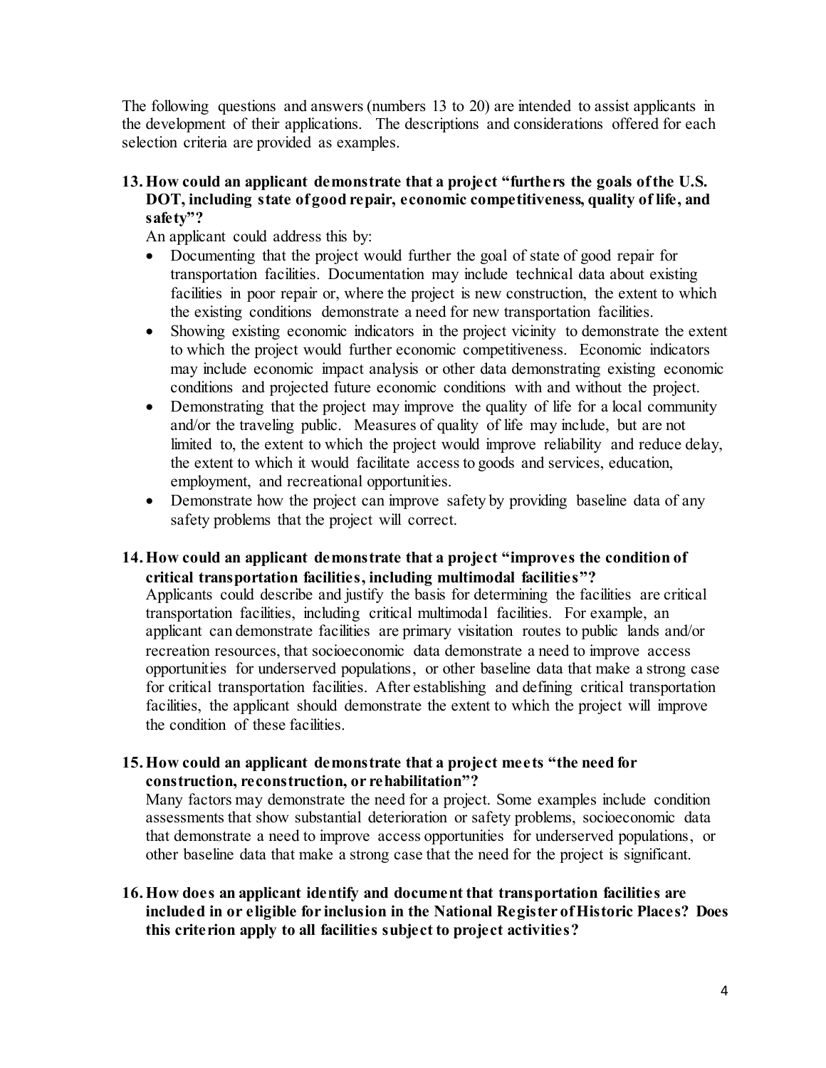The following questions and answers (numbers 13 to 20) are intended to assist applicants in the development of their applications. The descriptions and considerations offered for each selection criteria are provided as examples.

**13. How could an applicant demonstrate that a project "furthers the goals of the U.S. DOT, including state of good repair, economic competitiveness, quality of life, and safety"?**

An applicant could address this by:

- Documenting that the project would further the goal of state of good repair for transportation facilities. Documentation may include technical data about existing facilities in poor repair or, where the project is new construction, the extent to which the existing conditions demonstrate a need for new transportation facilities.
- Showing existing economic indicators in the project vicinity to demonstrate the extent to which the project would further economic competitiveness. Economic indicators may include economic impact analysis or other data demonstrating existing economic conditions and projected future economic conditions with and without the project.
- Demonstrating that the project may improve the quality of life for a local community and/or the traveling public. Measures of quality of life may include, but are not limited to, the extent to which the project would improve reliability and reduce delay, the extent to which it would facilitate access to goods and services, education, employment, and recreational opportunities.
- Demonstrate how the project can improve safety by providing baseline data of any safety problems that the project will correct.

**14. How could an applicant demonstrate that a project "improves the condition of critical transportation facilities, including multimodal facilities"?**

Applicants could describe and justify the basis for determining the facilities are critical transportation facilities, including critical multimodal facilities. For example, an applicant can demonstrate facilities are primary visitation routes to public lands and/or recreation resources, that socioeconomic data demonstrate a need to improve access opportunities for underserved populations, or other baseline data that make a strong case for critical transportation facilities. After establishing and defining critical transportation facilities, the applicant should demonstrate the extent to which the project will improve the condition of these facilities.

**15. How could an applicant demonstrate that a project meets "the need for construction, reconstruction, or rehabilitation"?**

Many factors may demonstrate the need for a project. Some examples include condition assessments that show substantial deterioration or safety problems, socioeconomic data that demonstrate a need to improve access opportunities for underserved populations, or other baseline data that make a strong case that the need for the project is significant.

**16. How does an applicant identify and document that transportation facilities are included in or eligible for inclusion in the National Register of Historic Places? Does this criterion apply to all facilities subject to project activities?**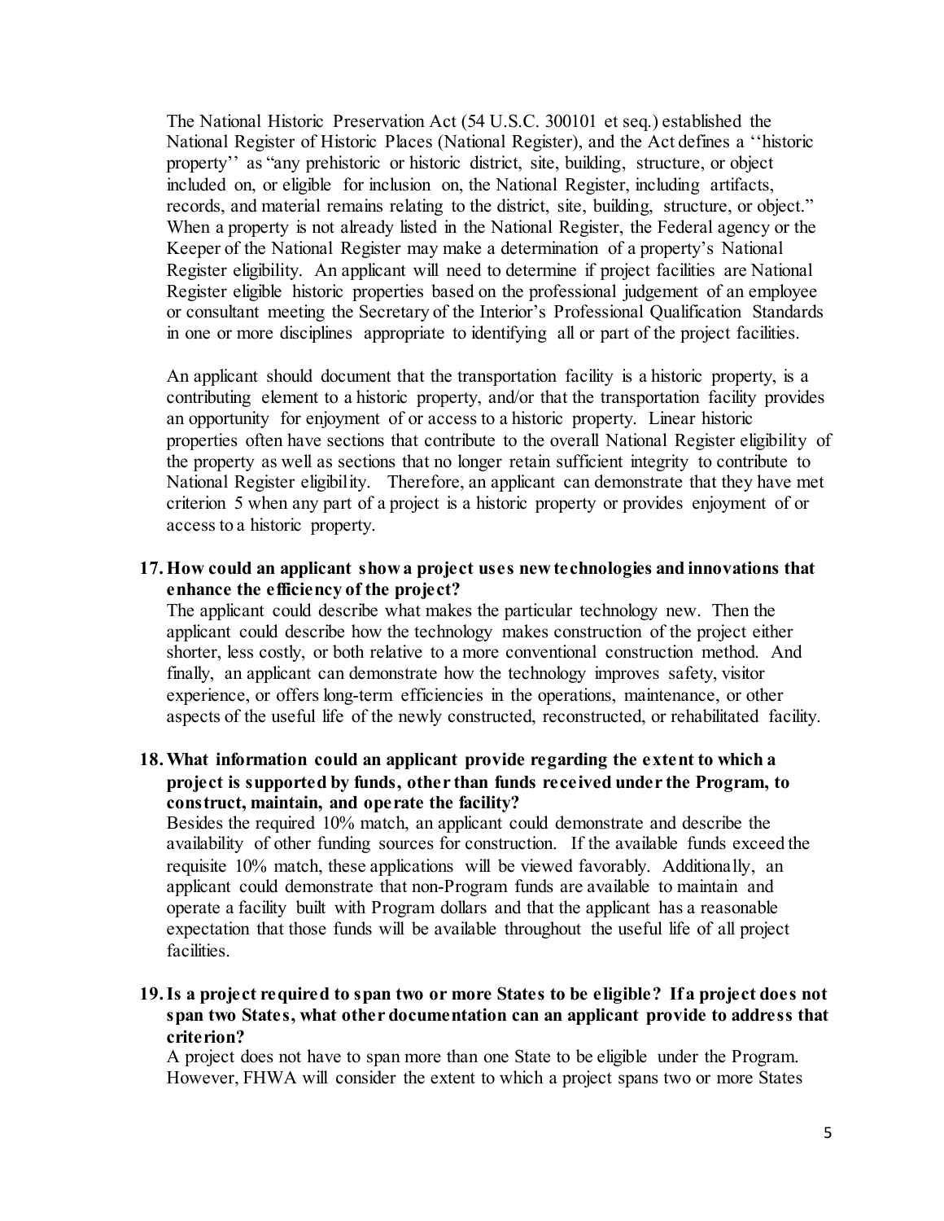The National Historic Preservation Act (54 U.S.C. 300101 et seq.) established the National Register of Historic Places (National Register), and the Act defines a ''historic property'' as "any prehistoric or historic district, site, building, structure, or object included on, or eligible for inclusion on, the National Register, including artifacts, records, and material remains relating to the district, site, building, structure, or object." When a property is not already listed in the National Register, the Federal agency or the Keeper of the National Register may make a determination of a property's National Register eligibility. An applicant will need to determine if project facilities are National Register eligible historic properties based on the professional judgement of an employee or consultant meeting the Secretary of the Interior's Professional Qualification Standards in one or more disciplines appropriate to identifying all or part of the project facilities.

An applicant should document that the transportation facility is a historic property, is a contributing element to a historic property, and/or that the transportation facility provides an opportunity for enjoyment of or access to a historic property. Linear historic properties often have sections that contribute to the overall National Register eligibility of the property as well as sections that no longer retain sufficient integrity to contribute to National Register eligibility. Therefore, an applicant can demonstrate that they have met criterion 5 when any part of a project is a historic property or provides enjoyment of or access to a historic property.

**17. How could an applicant show a project uses new technologies and innovations that enhance the efficiency of the project?**

The applicant could describe what makes the particular technology new. Then the applicant could describe how the technology makes construction of the project either shorter, less costly, or both relative to a more conventional construction method. And finally, an applicant can demonstrate how the technology improves safety, visitor experience, or offers long-term efficiencies in the operations, maintenance, or other aspects of the useful life of the newly constructed, reconstructed, or rehabilitated facility.

**18. What information could an applicant provide regarding the extent to which a project is supported by funds, other than funds received under the Program, to construct, maintain, and operate the facility?**

Besides the required 10% match, an applicant could demonstrate and describe the availability of other funding sources for construction. If the available funds exceed the requisite 10% match, these applications will be viewed favorably. Additionally, an applicant could demonstrate that non-Program funds are available to maintain and operate a facility built with Program dollars and that the applicant has a reasonable expectation that those funds will be available throughout the useful life of all project facilities.

**19. Is a project required to span two or more States to be eligible? If a project does not span two States, what other documentation can an applicant provide to address that criterion?**

A project does not have to span more than one State to be eligible under the Program. However, FHWA will consider the extent to which a project spans two or more States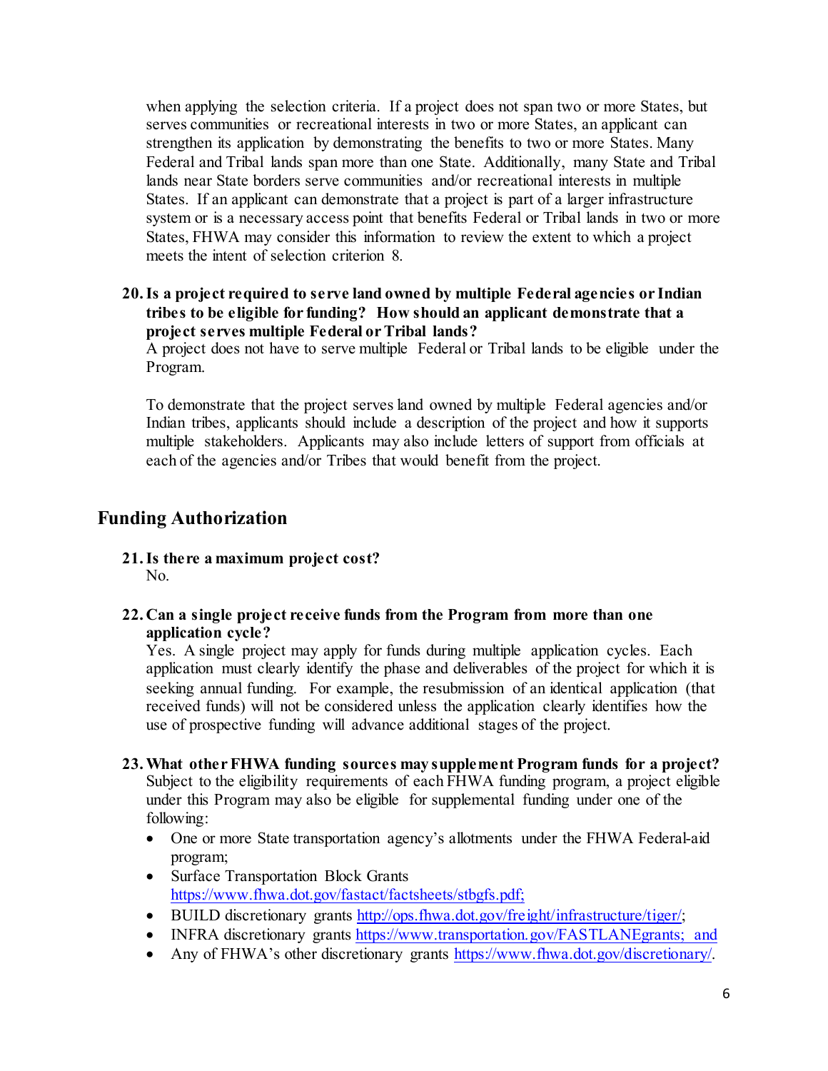when applying the selection criteria. If a project does not span two or more States, but serves communities or recreational interests in two or more States, an applicant can strengthen its application by demonstrating the benefits to two or more States. Many Federal and Tribal lands span more than one State. Additionally, many State and Tribal lands near State borders serve communities and/or recreational interests in multiple States. If an applicant can demonstrate that a project is part of a larger infrastructure system or is a necessary access point that benefits Federal or Tribal lands in two or more States, FHWA may consider this information to review the extent to which a project meets the intent of selection criterion 8.

**20. Is a project required to serve land owned by multiple Federal agencies or Indian tribes to be eligible for funding? How should an applicant demonstrate that a project serves multiple Federal or Tribal lands?**

A project does not have to serve multiple Federal or Tribal lands to be eligible under the Program.

To demonstrate that the project serves land owned by multiple Federal agencies and/or Indian tribes, applicants should include a description of the project and how it supports multiple stakeholders. Applicants may also include letters of support from officials at each of the agencies and/or Tribes that would benefit from the project.

## Funding Authorization

**21. Is there a maximum project cost?**

No.

**22. Can a single project receive funds from the Program from more than one application cycle?**

Yes. A single project may apply for funds during multiple application cycles. Each application must clearly identify the phase and deliverables of the project for which it is seeking annual funding. For example, the resubmission of an identical application (that received funds) will not be considered unless the application clearly identifies how the use of prospective funding will advance additional stages of the project.

**23. What other FHWA funding sources may supplement Program funds for a project?**

Subject to the eligibility requirements of each FHWA funding program, a project eligible under this Program may also be eligible for supplemental funding under one of the following:

- One or more State transportation agency's allotments under the FHWA Federal-aid program;
- Surface Transportation Block Grants https://www.fhwa.dot.gov/fastact/factsheets/stbgfs.pdf;
- BUILD discretionary grants http://ops.fhwa.dot.gov/freight/infrastructure/tiger/;
- INFRA discretionary grants https://www.transportation.gov/FASTLANEgrants; and
- Any of FHWA's other discretionary grants https://www.fhwa.dot.gov/discretionary/.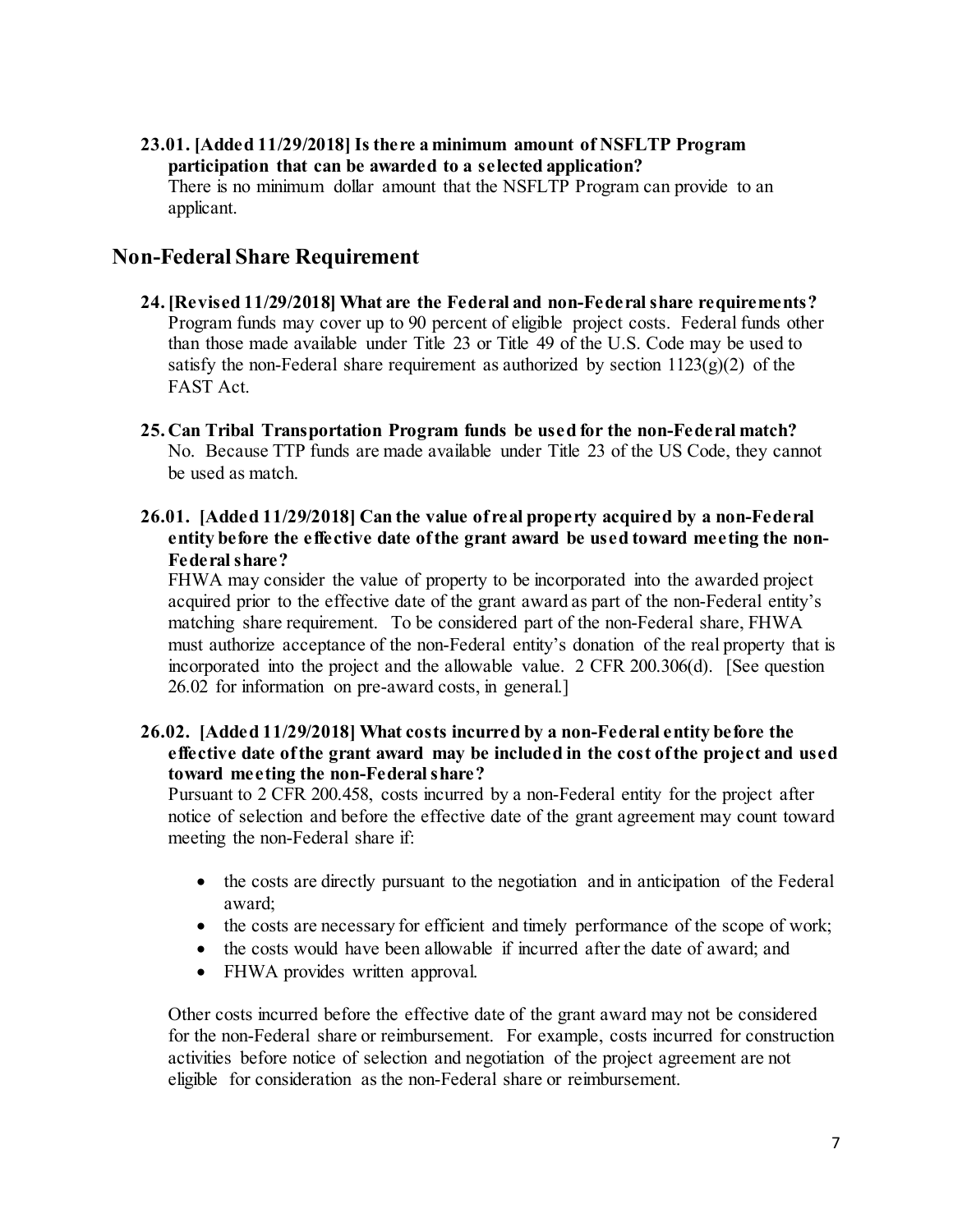**23.01. [Added 11/29/2018] Is there a minimum amount of NSFLTP Program participation that can be awarded to a selected application?**
There is no minimum dollar amount that the NSFLTP Program can provide to an applicant.

## Non-Federal Share Requirement

**24. [Revised 11/29/2018] What are the Federal and non-Federal share requirements?**
Program funds may cover up to 90 percent of eligible project costs. Federal funds other than those made available under Title 23 or Title 49 of the U.S. Code may be used to satisfy the non-Federal share requirement as authorized by section 1123(g)(2) of the FAST Act.

**25. Can Tribal Transportation Program funds be used for the non-Federal match?**
No. Because TTP funds are made available under Title 23 of the US Code, they cannot be used as match.

**26.01. [Added 11/29/2018] Can the value of real property acquired by a non-Federal entity before the effective date of the grant award be used toward meeting the non-Federal share?**
FHWA may consider the value of property to be incorporated into the awarded project acquired prior to the effective date of the grant award as part of the non-Federal entity's matching share requirement. To be considered part of the non-Federal share, FHWA must authorize acceptance of the non-Federal entity's donation of the real property that is incorporated into the project and the allowable value. 2 CFR 200.306(d). [See question 26.02 for information on pre-award costs, in general.]

**26.02. [Added 11/29/2018] What costs incurred by a non-Federal entity before the effective date of the grant award may be included in the cost of the project and used toward meeting the non-Federal share?**
Pursuant to 2 CFR 200.458, costs incurred by a non-Federal entity for the project after notice of selection and before the effective date of the grant agreement may count toward meeting the non-Federal share if:

- the costs are directly pursuant to the negotiation and in anticipation of the Federal award;
- the costs are necessary for efficient and timely performance of the scope of work;
- the costs would have been allowable if incurred after the date of award; and
- FHWA provides written approval.

Other costs incurred before the effective date of the grant award may not be considered for the non-Federal share or reimbursement. For example, costs incurred for construction activities before notice of selection and negotiation of the project agreement are not eligible for consideration as the non-Federal share or reimbursement.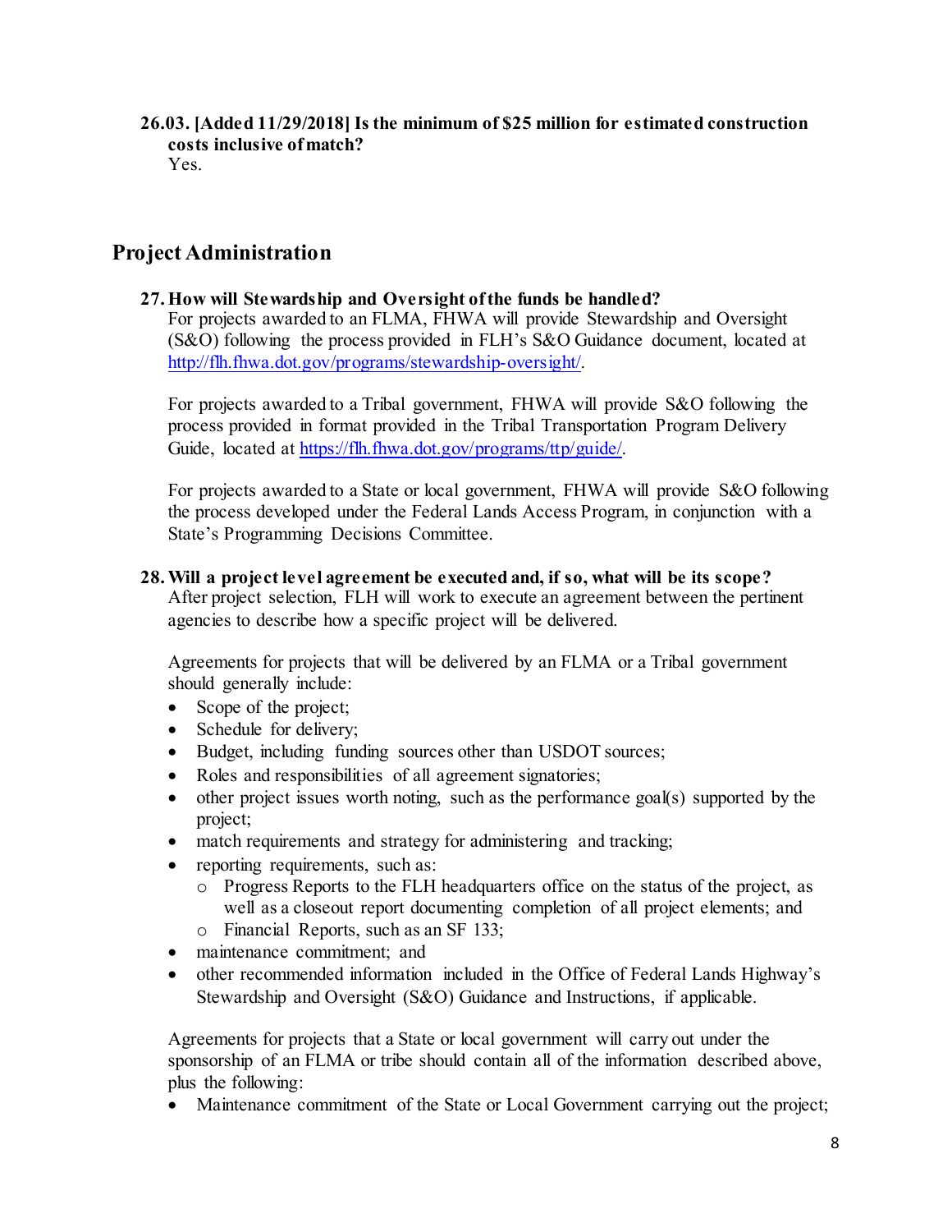**26.03. [Added 11/29/2018] Is the minimum of $25 million for estimated construction costs inclusive of match?**

Yes.

## Project Administration

**27. How will Stewardship and Oversight of the funds be handled?**

For projects awarded to an FLMA, FHWA will provide Stewardship and Oversight (S&O) following the process provided in FLH's S&O Guidance document, located at http://flh.fhwa.dot.gov/programs/stewardship-oversight/.

For projects awarded to a Tribal government, FHWA will provide S&O following the process provided in format provided in the Tribal Transportation Program Delivery Guide, located at https://flh.fhwa.dot.gov/programs/ttp/guide/.

For projects awarded to a State or local government, FHWA will provide S&O following the process developed under the Federal Lands Access Program, in conjunction with a State's Programming Decisions Committee.

**28. Will a project level agreement be executed and, if so, what will be its scope?**

After project selection, FLH will work to execute an agreement between the pertinent agencies to describe how a specific project will be delivered.

Agreements for projects that will be delivered by an FLMA or a Tribal government should generally include:

- Scope of the project;
- Schedule for delivery;
- Budget, including funding sources other than USDOT sources;
- Roles and responsibilities of all agreement signatories;
- other project issues worth noting, such as the performance goal(s) supported by the project;
- match requirements and strategy for administering and tracking;
- reporting requirements, such as:
  - Progress Reports to the FLH headquarters office on the status of the project, as well as a closeout report documenting completion of all project elements; and
  - Financial Reports, such as an SF 133;
- maintenance commitment; and
- other recommended information included in the Office of Federal Lands Highway's Stewardship and Oversight (S&O) Guidance and Instructions, if applicable.

Agreements for projects that a State or local government will carry out under the sponsorship of an FLMA or tribe should contain all of the information described above, plus the following:

- Maintenance commitment of the State or Local Government carrying out the project;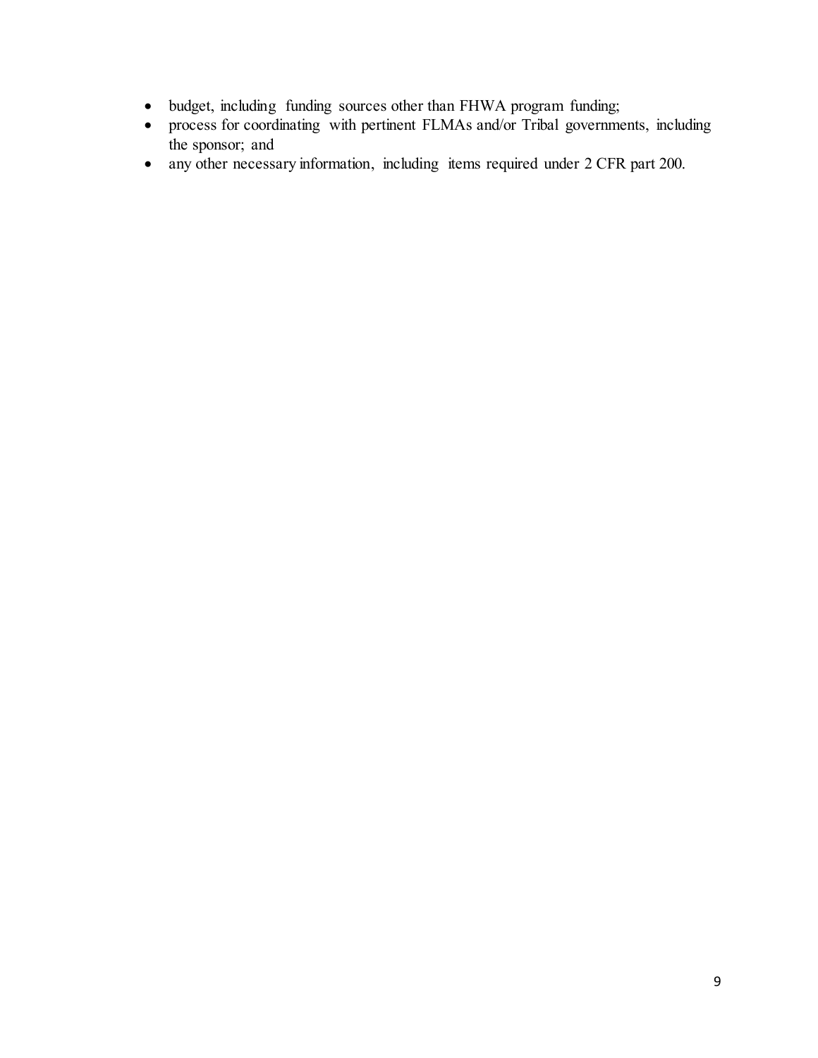- budget, including funding sources other than FHWA program funding;
- process for coordinating with pertinent FLMAs and/or Tribal governments, including the sponsor; and
- any other necessary information, including items required under 2 CFR part 200.